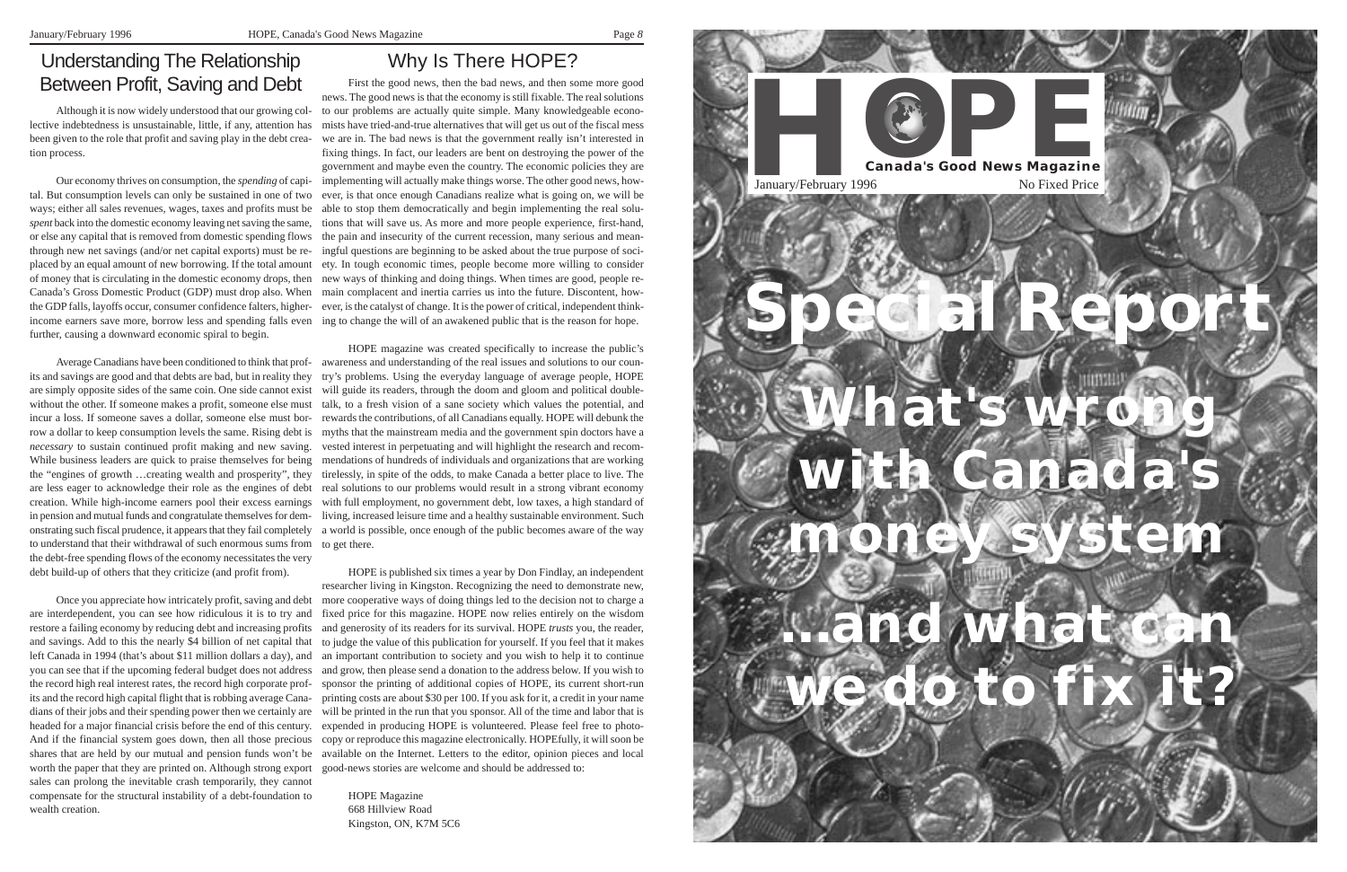## Understanding The Relationship Between Profit, Saving and Debt

Although it is now widely understood that our growing collective indebtedness is unsustainable, little, if any, attention has been given to the role that profit and saving play in the debt creation process.

Our economy thrives on consumption, the *spending* of capital. But consumption levels can only be sustained in one of two ways; either all sales revenues, wages, taxes and profits must be *spent* back into the domestic economy leaving net saving the same, or else any capital that is removed from domestic spending flows through new net savings (and/or net capital exports) must be replaced by an equal amount of new borrowing. If the total amount of money that is circulating in the domestic economy drops, then Canada's Gross Domestic Product (GDP) must drop also. When the GDP falls, layoffs occur, consumer confidence falters, higher-income earners save more, borrow less and spending falls even further, causing a downward economic spiral to begin.

Average Canadians have been conditioned to think that profits and savings are good and that debts are bad, but in reality they are simply opposite sides of the same coin. One side cannot exist without the other. If someone makes a profit, someone else must incur a loss. If someone saves a dollar, someone else must borrow a dollar to keep consumption levels the same. Rising debt is *necessary* to sustain continued profit making and new saving. While business leaders are quick to praise themselves for being the "engines of growth …creating wealth and prosperity", they are less eager to acknowledge their role as the engines of debt creation. While high-income earners pool their excess earnings in pension and mutual funds and congratulate themselves for demonstrating such fiscal prudence, it appears that they fail completely to understand that their withdrawal of such enormous sums from the debt-free spending flows of the economy necessitates the very debt build-up of others that they criticize (and profit from).

Once you appreciate how intricately profit, saving and debt are interdependent, you can see how ridiculous it is to try and restore a failing economy by reducing debt and increasing profits and savings. Add to this the nearly $4 billion of net capital that left Canada in 1994 (that's about $11 million dollars a day), and you can see that if the upcoming federal budget does not address the record high real interest rates, the record high corporate profits and the record high capital flight that is robbing average Canadians of their jobs and their spending power then we certainly are headed for a major financial crisis before the end of this century. And if the financial system goes down, then all those precious shares that are held by our mutual and pension funds won't be worth the paper that they are printed on. Although strong export sales can prolong the inevitable crash temporarily, they cannot compensate for the structural instability of a debt-foundation to wealth creation.

## Why Is There HOPE?

First the good news, then the bad news, and then some more good news. The good news is that the economy is still fixable. The real solutions to our problems are actually quite simple. Many knowledgeable economists have tried-and-true alternatives that will get us out of the fiscal mess we are in. The bad news is that the government really isn't interested in fixing things. In fact, our leaders are bent on destroying the power of the government and maybe even the country. The economic policies they are implementing will actually make things worse. The other good news, however, is that once enough Canadians realize what is going on, we will be able to stop them democratically and begin implementing the real solutions that will save us. As more and more people experience, first-hand, the pain and insecurity of the current recession, many serious and meaningful questions are beginning to be asked about the true purpose of society. In tough economic times, people become more willing to consider new ways of thinking and doing things. When times are good, people remain complacent and inertia carries us into the future. Discontent, however, is the catalyst of change. It is the power of critical, independent thinking to change the will of an awakened public that is the reason for hope.

HOPE magazine was created specifically to increase the public's awareness and understanding of the real issues and solutions to our country's problems. Using the everyday language of average people, HOPE will guide its readers, through the doom and gloom and political double-talk, to a fresh vision of a sane society which values the potential, and rewards the contributions, of all Canadians equally. HOPE will debunk the myths that the mainstream media and the government spin doctors have a vested interest in perpetuating and will highlight the research and recommendations of hundreds of individuals and organizations that are working tirelessly, in spite of the odds, to make Canada a better place to live. The real solutions to our problems would result in a strong vibrant economy with full employment, no government debt, low taxes, a high standard of living, increased leisure time and a healthy sustainable environment. Such a world is possible, once enough of the public becomes aware of the way to get there.

HOPE is published six times a year by Don Findlay, an independent researcher living in Kingston. Recognizing the need to demonstrate new, more cooperative ways of doing things led to the decision not to charge a fixed price for this magazine. HOPE now relies entirely on the wisdom and generosity of its readers for its survival. HOPE *trusts* you, the reader, to judge the value of this publication for yourself. If you feel that it makes an important contribution to society and you wish to help it to continue and grow, then please send a donation to the address below. If you wish to sponsor the printing of additional copies of HOPE, its current short-run printing costs are about $30 per 100. If you ask for it, a credit in your name will be printed in the run that you sponsor. All of the time and labor that is expended in producing HOPE is volunteered. Please feel free to photocopy or reproduce this magazine electronically. HOPEfully, it will soon be available on the Internet. Letters to the editor, opinion pieces and local good-news stories are welcome and should be addressed to:

HOPE Magazine
668 Hillview Road
Kingston, ON, K7M 5C6

# HOPE

**Canada's Good News Magazine**

January/February 1996 — No Fixed Price

# Special Report

## What's wrong with Canada's money system

## ...and what can we do to fix it?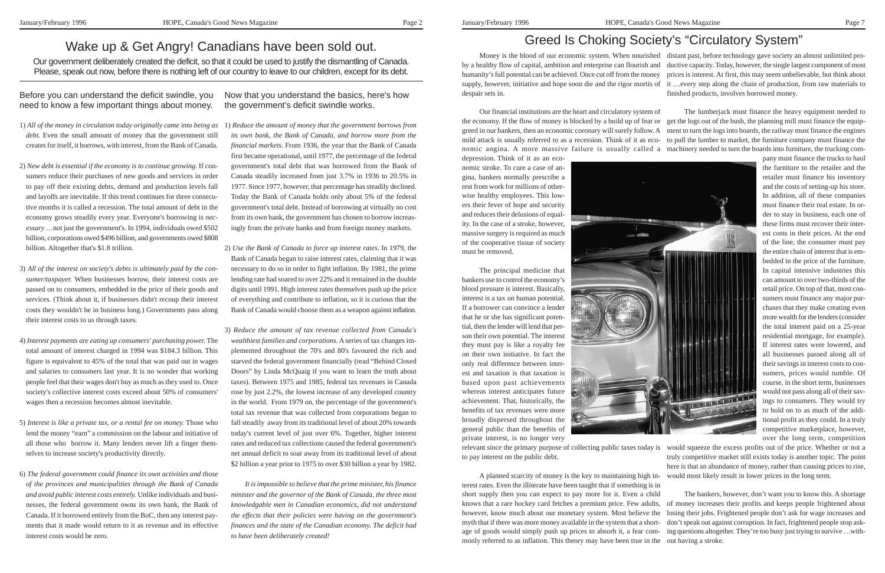# Wake up & Get Angry! Canadians have been sold out.

Our government deliberately created the deficit, so that it could be used to justify the dismantling of Canada. Please, speak out now, before there is nothing left of our country to leave to our children, except for its debt.

## Before you can understand the deficit swindle, you need to know a few important things about money.

1) *All of the money in circulation today originally came into being as debt.* Even the small amount of money that the government still creates for itself, it borrows, with interest, from the Bank of Canada.

2) *New debt is essential if the economy is to continue growing.* If consumers reduce their purchases of new goods and services in order to pay off their existing debts, demand and production levels fall and layoffs are inevitable. If this trend continues for three consecutive months it is called a recession. The total amount of debt in the economy grows steadily every year. Everyone's borrowing is *necessary* …not just the government's. In 1994, individuals owed $502 billion, corporations owed $496 billion, and governments owed $808 billion. Altogether that's $1.8 trillion.

3) *All of the interest on society's debts is ultimately paid by the consumer/taxpayer.* When businesses borrow, their interest costs are passed on to consumers, embedded in the price of their goods and services. (Think about it, if businesses didn't recoup their interest costs they wouldn't be in business long.) Governments pass along their interest costs to us through taxes.

4) *Interest payments are eating up consumers' purchasing power.* The total amount of interest charged in 1994 was $184.3 billion. This figure is equivalent to 45% of the total that was paid out in wages and salaries to consumers last year. It is no wonder that working people feel that their wages don't buy as much as they used to. Once society's collective interest costs exceed about 50% of consumers' wages then a recession becomes almost inevitable.

5) *Interest is like a private tax, or a rental fee on money.* Those who lend the money "earn" a commission on the labour and initiative of all those who borrow it. Many lenders never lift a finger themselves to increase society's productivity directly.

6) *The federal government could finance its own activities and those of the provinces and municipalities through the Bank of Canada and avoid public interest costs entirely.* Unlike individuals and businesses, the federal government owns its own bank, the Bank of Canada. If it borrowed entirely from the BoC, then any interest payments that it made would return to it as revenue and its effective interest costs would be zero.

## Now that you understand the basics, here's how the government's deficit swindle works.

1) *Reduce the amount of money that the government borrows from its own bank, the Bank of Canada, and borrow more from the financial markets.* From 1936, the year that the Bank of Canada first became operational, until 1977, the percentage of the federal government's total debt that was borrowed from the Bank of Canada steadily increased from just 3.7% in 1936 to 20.5% in 1977. Since 1977, however, that percentage has steadily declined. Today the Bank of Canada holds only about 5% of the federal government's total debt. Instead of borrowing at virtually no cost from its own bank, the government has chosen to borrow increasingly from the private banks and from foreign money markets.

2) *Use the Bank of Canada to force up interest rates.* In 1979, the Bank of Canada began to raise interest rates, claiming that it was necessary to do so in order to fight inflation. By 1981, the prime lending rate had soared to over 22% and it remained in the double digits until 1991. High interest rates themselves push up the price of everything and contribute to inflation, so it is curious that the Bank of Canada would choose them as a weapon against inflation.

3) *Reduce the amount of tax revenue collected from Canada's wealthiest families and corporations.* A series of tax changes implemented throughout the 70's and 80's favoured the rich and starved the federal government financially (read "Behind Closed Doors" by Linda McQuaig if you want to learn the truth about taxes). Between 1975 and 1985, federal tax revenues in Canada rose by just 2.2%, the lowest increase of any developed country in the world. From 1979 on, the percentage of the government's total tax revenue that was collected from corporations began to fall steadily away from its traditional level of about 20% towards today's current level of just over 6%. Together, higher interest rates and reduced tax collections caused the federal government's net annual deficit to soar away from its traditional level of about $2 billion a year prior to 1975 to over $30 billion a year by 1982.

*It is impossible to believe that the prime minister, his finance minister and the governor of the Bank of Canada, the three most knowledgable men in Canadian economics, did not understand the effects that their policies were having on the government's finances and the state of the Canadian economy. The deficit had to have been deliberately created!*

# Greed Is Choking Society's "Circulatory System"

Money is the blood of our economic system. When nourished by a healthy flow of capital, ambition and enterprise can flourish and humanity's full potential can be achieved. Once cut off from the money supply, however, initiative and hope soon die and the rigor mortis of despair sets in.

Our financial institutions are the heart and circulatory system of the economy. If the flow of money is blocked by a build up of fear or greed in our bankers, then an economic coronary will surely follow. A mild attack is usually referred to as a recession. Think of it as economic angina. A more massive failure is usually called a depression. Think of it as an economic stroke. To cure a case of angina, bankers normally prescribe a rest from work for millions of otherwise healthy employees. This lowers their fever of hope and security and reduces their delusions of equality. In the case of a stroke, however, massive surgery is required as much of the cooperative tissue of society must be removed.

The principal medicine that bankers use to control the economy's blood pressure is interest. Basically, interest is a tax on human potential. If a borrower can convince a lender that he or she has significant potential, then the lender will lend that person their own potential. The interest they must pay is like a royalty fee on their own initiative. In fact the only real difference between interest and taxation is that taxation is based upon past achievements whereas interest anticipates future achievement. That, historically, the benefits of tax revenues were more broadly dispersed throughout the general public than the benefits of private interest, is no longer very relevant since the primary purpose of collecting public taxes today is to pay interest on the public debt.

A planned scarcity of money is the key to maintaining high interest rates. Even the illiterate have been taught that if something is in short supply then you can expect to pay more for it. Even a child knows that a rare hockey card fetches a premium price. Few adults, however, know much about our monetary system. Most believe the myth that if there was more money available in the system that a shortage of goods would simply push up prices to absorb it, a fear commonly referred to as inflation. This theory may have been true in the distant past, before technology gave society an almost unlimited productive capacity. Today, however, the single largest component of most prices is interest. At first, this may seem unbelievable, but think about it …every step along the chain of production, from raw materials to finished products, involves borrowed money.

The lumberjack must finance the heavy equipment needed to get the logs out of the bush, the planning mill must finance the equipment to turn the logs into boards, the railway must finance the engines to pull the lumber to market, the furniture company must finance the machinery needed to turn the boards into furniture, the trucking company must finance the trucks to haul the furniture to the retailer and the retailer must finance his inventory and the costs of setting-up his store. In addition, all of these companies must finance their real estate. In order to stay in business, each one of these firms must recover their interest costs in their prices. At the end of the line, the consumer must pay the entire chain of interest that is embedded in the price of the furniture. In capital intensive industries this can amount to over two-thirds of the retail price. On top of that, most consumers must finance any major purchases that they make creating even more wealth for the lenders (consider the total interest paid on a 25-year residential mortgage, for example). If interest rates were lowered, and all businesses passed along all of their savings in interest costs to consumers, prices would tumble. Of course, in the short term, businesses would not pass along all of their savings to consumers. They would try to hold on to as much of the additional profit as they could. In a truly competitive marketplace, however, over the long term, competition would squeeze the excess profits out of the price. Whether or not a truly competitive market still exists today is another topic. The point here is that an abundance of money, rather than causing prices to rise, would most likely result in lower prices in the long term.

The bankers, however, don't want you to know this. A shortage of money increases their profits and keeps people frightened about losing their jobs. Frightened people don't ask for wage increases and don't speak out against corruption. In fact, frightened people stop asking questions altogether. They're too busy just trying to survive …without having a stroke.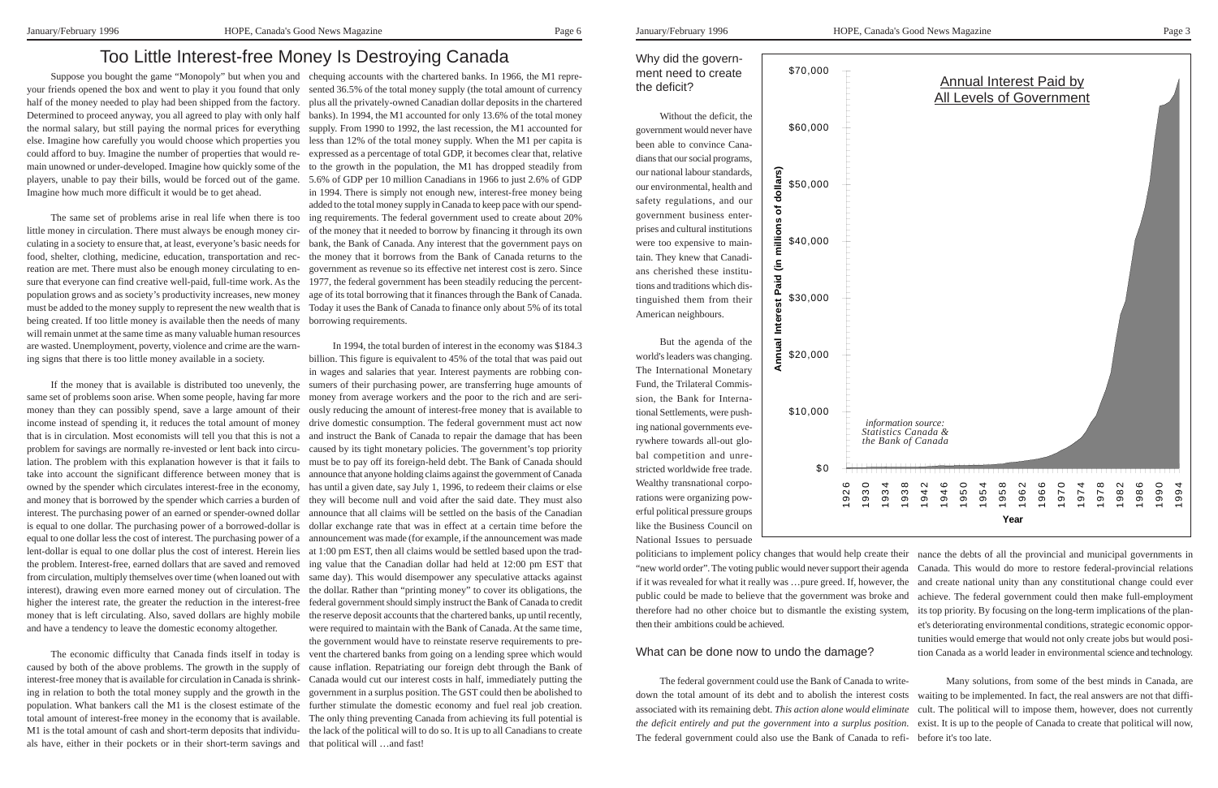# Too Little Interest-free Money Is Destroying Canada

Suppose you bought the game "Monopoly" but when you and your friends opened the box and went to play it you found that only half of the money needed to play had been shipped from the factory. Determined to proceed anyway, you all agreed to play with only half the normal salary, but still paying the normal prices for everything else. Imagine how carefully you would choose which properties you could afford to buy. Imagine the number of properties that would remain unowned or under-developed. Imagine how quickly some of the players, unable to pay their bills, would be forced out of the game. Imagine how much more difficult it would be to get ahead.

The same set of problems arise in real life when there is too little money in circulation. There must always be enough money circulating in a society to ensure that, at least, everyone's basic needs for food, shelter, clothing, medicine, education, transportation and recreation are met. There must also be enough money circulating to ensure that everyone can find creative well-paid, full-time work. As the population grows and as society's productivity increases, new money must be added to the money supply to represent the new wealth that is being created. If too little money is available then the needs of many will remain unmet at the same time as many valuable human resources are wasted. Unemployment, poverty, violence and crime are the warning signs that there is too little money available in a society.

If the money that is available is distributed too unevenly, the same set of problems soon arise. When some people, having far more money than they can possibly spend, save a large amount of their income instead of spending it, it reduces the total amount of money that is in circulation. Most economists will tell you that this is not a problem for savings are normally re-invested or lent back into circulation. The problem with this explanation however is that it fails to take into account the significant difference between money that is owned by the spender which circulates interest-free in the economy, and money that is borrowed by the spender which carries a burden of interest. The purchasing power of an earned or spender-owned dollar is equal to one dollar. The purchasing power of a borrowed-dollar is equal to one dollar less the cost of interest. The purchasing power of a lent-dollar is equal to one dollar plus the cost of interest. Herein lies the problem. Interest-free, earned dollars that are saved and removed from circulation, multiply themselves over time (when loaned out with interest), drawing even more earned money out of circulation. The higher the interest rate, the greater the reduction in the interest-free money that is left circulating. Also, saved dollars are highly mobile and have a tendency to leave the domestic economy altogether.

The economic difficulty that Canada finds itself in today is caused by both of the above problems. The growth in the supply of interest-free money that is available for circulation in Canada is shrinking in relation to both the total money supply and the growth in the population. What bankers call the M1 is the closest estimate of the total amount of interest-free money in the economy that is available. M1 is the total amount of cash and short-term deposits that individuals have, either in their pockets or in their short-term savings and chequing accounts with the chartered banks. In 1966, the M1 represented 36.5% of the total money supply (the total amount of currency plus all the privately-owned Canadian dollar deposits in the chartered banks). In 1994, the M1 accounted for only 13.6% of the total money supply. From 1990 to 1992, the last recession, the M1 accounted for less than 12% of the total money supply. When the M1 per capita is expressed as a percentage of total GDP, it becomes clear that, relative to the growth in the population, the M1 has dropped steadily from 5.6% of GDP per 10 million Canadians in 1966 to just 2.6% of GDP in 1994. There is simply not enough new, interest-free money being added to the total money supply in Canada to keep pace with our spending requirements. The federal government used to create about 20% of the money that it needed to borrow by financing it through its own bank, the Bank of Canada. Any interest that the government pays on the money that it borrows from the Bank of Canada returns to the government as revenue so its effective net interest cost is zero. Since 1977, the federal government has been steadily reducing the percentage of its total borrowing that it finances through the Bank of Canada. Today it uses the Bank of Canada to finance only about 5% of its total borrowing requirements.

In 1994, the total burden of interest in the economy was $184.3 billion. This figure is equivalent to 45% of the total that was paid out in wages and salaries that year. Interest payments are robbing consumers of their purchasing power, are transferring huge amounts of money from average workers and the poor to the rich and are seriously reducing the amount of interest-free money that is available to drive domestic consumption. The federal government must act now and instruct the Bank of Canada to repair the damage that has been caused by its tight monetary policies. The government's top priority must be to pay off its foreign-held debt. The Bank of Canada should announce that anyone holding claims against the government of Canada has until a given date, say July 1, 1996, to redeem their claims or else they will become null and void after the said date. They must also announce that all claims will be settled on the basis of the Canadian dollar exchange rate that was in effect at a certain time before the announcement was made (for example, if the announcement was made at 1:00 pm EST, then all claims would be settled based upon the trading value that the Canadian dollar had held at 12:00 pm EST that same day). This would disempower any speculative attacks against the dollar. Rather than "printing money" to cover its obligations, the federal government should simply instruct the Bank of Canada to credit the reserve deposit accounts that the chartered banks, up until recently, were required to maintain with the Bank of Canada. At the same time, the government would have to reinstate reserve requirements to prevent the chartered banks from going on a lending spree which would cause inflation. Repatriating our foreign debt through the Bank of Canada would cut our interest costs in half, immediately putting the government in a surplus position. The GST could then be abolished to further stimulate the domestic economy and fuel real job creation. The only thing preventing Canada from achieving its full potential is the lack of the political will to do so. It is up to all Canadians to create that political will …and fast!

## Why did the government need to create the deficit?

Without the deficit, the government would never have been able to convince Canadians that our social programs, our national labour standards, our environmental, health and safety regulations, and our government business enterprises and cultural institutions were too expensive to maintain. They knew that Canadians cherished these institutions and traditions which distinguished them from their American neighbours.

But the agenda of the world's leaders was changing. The International Monetary Fund, the Trilateral Commission, the Bank for International Settlements, were pushing national governments everywhere towards all-out global competition and unrestricted worldwide free trade. Wealthy transnational corporations were organizing powerful political pressure groups like the Business Council on National Issues to persuade politicians to implement policy changes that would help create their "new world order". The voting public would never support their agenda if it was revealed for what it really was …pure greed. If, however, the public could be made to believe that the government was broke and therefore had no other choice but to dismantle the existing system, then their ambitions could be achieved.

**Annual Interest Paid by All Levels of Government**

[Area chart: Annual Interest Paid (in millions of dollars), $0 to $70,000, by Year, 1926 to 1994. Near zero until the 1960s, rising steeply from the mid-1970s to roughly $65,000+ by 1994.]

*information source: Statistics Canada & the Bank of Canada*

## What can be done now to undo the damage?

The federal government could use the Bank of Canada to write-down the total amount of its debt and to abolish the interest costs associated with its remaining debt. *This action alone would eliminate the deficit entirely and put the government into a surplus position.* The federal government could also use the Bank of Canada to refinance the debts of all the provincial and municipal governments in Canada. This would do more to restore federal-provincial relations and create national unity than any constitutional change could ever achieve. The federal government could then make full-employment its top priority. By focusing on the long-term implications of the planet's deteriorating environmental conditions, strategic economic opportunities would emerge that would not only create jobs but would position Canada as a world leader in environmental science and technology.

Many solutions, from some of the best minds in Canada, are waiting to be implemented. In fact, the real answers are not that difficult. The political will to impose them, however, does not currently exist. It is up to the people of Canada to create that political will now, before it's too late.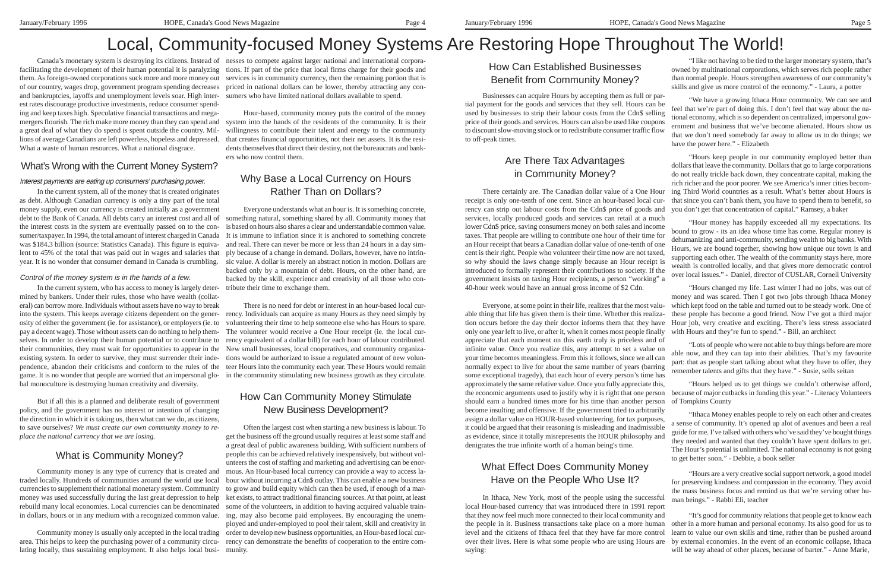# Local, Community-focused Money Systems Are Restoring Hope Throughout The World!

Canada's monetary system is destroying its citizens. Instead of facilitating the development of their human potential it is paralyzing them. As foreign-owned corporations suck more and more money out of our country, wages drop, government program spending decreases and bankruptcies, layoffs and unemployment levels soar. High interest rates discourage productive investments, reduce consumer spending and keep taxes high. Speculative financial transactions and mega-mergers flourish. The rich make more money than they can spend and a great deal of what they do spend is spent outside the country. Millions of average Canadians are left powerless, hopeless and depressed. What a waste of human resources. What a national disgrace.

## What's Wrong with the Current Money System?

*Interest payments are eating up consumers' purchasing power.*

In the current system, all of the money that is created originates as debt. Although Canadian currency is only a tiny part of the total money supply, even our currency is created initially as a government debt to the Bank of Canada. All debts carry an interest cost and all of the interest costs in the system are eventually passed on to the consumer/taxpayer. In 1994, the total amount of interest charged in Canada was $184.3 billion (source: Statistics Canada). This figure is equivalent to 45% of the total that was paid out in wages and salaries that year. It is no wonder that consumer demand in Canada is crumbling.

*Control of the money system is in the hands of a few.*

In the current system, who has access to money is largely determined by bankers. Under their rules, those who have wealth (collateral) can borrow more. Individuals without assets have no way to break into the system. This keeps average citizens dependent on the generosity of either the government (ie. for assistance), or employers (ie. to pay a decent wage). Those without assets can do nothing to help themselves. In order to develop their human potential or to contribute to their communities, they must wait for opportunities to appear in the existing system. In order to survive, they must surrender their independence, abandon their criticisms and conform to the rules of the game. It is no wonder that people are worried that an impersonal global monoculture is destroying human creativity and diversity.

But if all this is a planned and deliberate result of government policy, and the government has no interest or intention of changing the direction in which it is taking us, then what can we do, as citizens, to save ourselves? *We must create our own community money to replace the national currency that we are losing.*

## What is Community Money?

Community money is any type of currency that is created and traded locally. Hundreds of communities around the world use local currencies to supplement their national monetary system. Community money was used successfully during the last great depression to help rebuild many local economies. Local currencies can be denominated in dollars, hours or in any medium with a recognized common value.

Community money is usually only accepted in the local trading area. This helps to keep the purchasing power of a community circulating locally, thus sustaining employment. It also helps local businesses to compete against larger national and international corporations. If part of the price that local firms charge for their goods and services is in community currency, then the remaining portion that is priced in national dollars can be lower, thereby attracting any consumers who have limited national dollars available to spend.

Hour-based, community money puts the control of the money system into the hands of the residents of the community. It is their willingness to contribute their talent and energy to the community that creates financial opportunities, not their net assets. It is the residents themselves that direct their destiny, not the bureaucrats and bankers who now control them.

## Why Base a Local Currency on Hours Rather Than on Dollars?

Everyone understands what an hour is. It is something concrete, something natural, something shared by all. Community money that is based on hours also shares a clear and understandable common value. It is immune to inflation since it is anchored to something concrete and real. There can never be more or less than 24 hours in a day simply because of a change in demand. Dollars, however, have no intrinsic value. A dollar is merely an abstract notion in motion. Dollars are backed only by a mountain of debt. Hours, on the other hand, are backed by the skill, experience and creativity of all those who contribute their time to exchange them.

There is no need for debt or interest in an hour-based local currency. Individuals can acquire as many Hours as they need simply by volunteering their time to help someone else who has Hours to spare. The volunteer would receive a One Hour receipt (ie. the local currency equivalent of a dollar bill) for each hour of labour contributed. New small businesses, local cooperatives, and community organizations would be authorized to issue a regulated amount of new volunteer Hours into the community each year. These Hours would remain in the community stimulating new business growth as they circulate.

## How Can Community Money Stimulate New Business Development?

Often the largest cost when starting a new business is labour. To get the business off the ground usually requires at least some staff and a great deal of public awareness building. With sufficient numbers of people this can be achieved relatively inexpensively, but without volunteers the cost of staffing and marketing and advertising can be enormous. An Hour-based local currency can provide a way to access labour without incurring a Cdn$ outlay. This can enable a new business to grow and build equity which can then be used, if enough of a market exists, to attract traditional financing sources. At that point, at least some of the volunteers, in addition to having acquired valuable training, may also become paid employees. By encouraging the unemployed and under-employed to pool their talent, skill and creativity in order to develop new business opportunities, an Hour-based local currency can demonstrate the benefits of cooperation to the entire community.

## How Can Established Businesses Benefit from Community Money?

Businesses can acquire Hours by accepting them as full or partial payment for the goods and services that they sell. Hours can be used by businesses to strip their labour costs from the Cdn$ selling price of their goods and services. Hours can also be used like coupons to discount slow-moving stock or to redistribute consumer traffic flow to off-peak times.

## Are There Tax Advantages in Community Money?

There certainly are. The Canadian dollar value of a One Hour receipt is only one-tenth of one cent. Since an hour-based local currency can strip out labour costs from the Cdn$ price of goods and services, locally produced goods and services can retail at a much lower Cdn$ price, saving consumers money on both sales and income taxes. That people are willing to contribute one hour of their time for an Hour receipt that bears a Canadian dollar value of one-tenth of one cent is their right. People who volunteer their time now are not taxed, so why should the laws change simply because an Hour receipt is introduced to formally represent their contributions to society. If the government insists on taxing Hour recipients, a person "working" a 40-hour week would have an annual gross income of $2 Cdn.

Everyone, at some point in their life, realizes that the most valuable thing that life has given them is their time. Whether this realization occurs before the day their doctor informs them that they have only one year left to live, or after it, when it comes most people finally appreciate that each moment on this earth truly is priceless and of infinite value. Once you realize this, any attempt to set a value on your time becomes meaningless. From this it follows, since we all can normally expect to live for about the same number of years (barring some exceptional tragedy), that each hour of every person's time has approximately the same relative value. Once you fully appreciate this, the economic arguments used to justify why it is right that one person should earn a hundred times more for his time than another person become insulting and offensive. If the government tried to arbitrarily assign a dollar value on HOUR-based volunteering, for tax purposes, it could be argued that their reasoning is misleading and inadmissible as evidence, since it totally misrepresents the HOUR philosophy and denigrates the true infinite worth of a human being's time.

## What Effect Does Community Money Have on the People Who Use It?

In Ithaca, New York, most of the people using the successful local Hour-based currency that was introduced there in 1991 report that they now feel much more connected to their local community and the people in it. Business transactions take place on a more human level and the citizens of Ithaca feel that they have far more control over their lives. Here is what some people who are using Hours are saying:

"I like not having to be tied to the larger monetary system, that's owned by multinational corporations, which serves rich people rather than normal people. Hours strengthen awareness of our community's skills and give us more control of the economy." - Laura, a potter

"We have a growing Ithaca Hour community. We can see and feel that we're part of doing this. I don't feel that way about the national economy, which is so dependent on centralized, impersonal government and business that we've become alienated. Hours show us that we don't need somebody far away to allow us to do things; we have the power here." - Elizabeth

"Hours keep people in our community employed better than dollars that leave the community. Dollars that go to large corporations do not really trickle back down, they concentrate capital, making the rich richer and the poor poorer. We see America's inner cities becoming Third World countries as a result. What's better about Hours is that since you can't bank them, you have to spend them to benefit, so you don't get that concentration of capital." Ramsey, a baker

"Hour money has happily exceeded all my expectations. Its bound to grow - its an idea whose time has come. Regular money is dehumanizing and anti-community, sending wealth to big banks. With Hours, we are bound together, showing how unique our town is and supporting each other. The wealth of the community stays here, more wealth is controlled locally, and that gives more democratic control over local issues." - Daniel, director of CUSLAR, Cornell University

"Hours changed my life. Last winter I had no jobs, was out of money and was scared. Then I got two jobs through Ithaca Money which kept food on the table and turned out to be steady work. One of these people has become a good friend. Now I've got a third major Hour job, very creative and exciting. There's less stress associated with Hours and they're fun to spend." - Bill, an architect

"Lots of people who were not able to buy things before are more able now, and they can tap into their abilities. That's my favourite part: that as people start talking about what they have to offer, they remember talents and gifts that they have." - Susie, sells seitan

"Hours helped us to get things we couldn't otherwise afford, because of major cutbacks in funding this year." - Literacy Volunteers of Tompkins County

"Ithaca Money enables people to rely on each other and creates a sense of community. It's opened up alot of avenues and been a real guide for me. I've talked with others who've said they've bought things they needed and wanted that they couldn't have spent dollars to get. The Hour's potential is unlimited. The national economy is not going to get better soon." - Debbie, a book seller

"Hours are a very creative social support network, a good model for preserving kindness and compassion in the economy. They avoid the mass business focus and remind us that we're serving other human beings." - Rabbi Eli, teacher

"It's good for community relations that people get to know each other in a more human and personal economy. Its also good for us to learn to value our own skills and time, rather than be pushed around by external economies. In the event of an economic collapse, Ithaca will be way ahead of other places, because of barter." - Anne Marie,